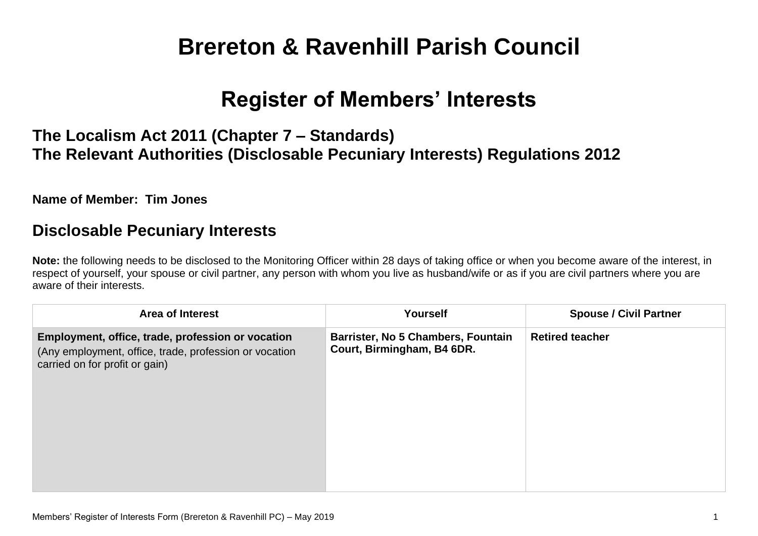# Brereton & Ravenhill Parish Council

# Register of Members' Interests

## The Localism Act 2011 (Chapter 7 – Standards)
## The Relevant Authorities (Disclosable Pecuniary Interests) Regulations 2012

**Name of Member: Tim Jones**

## Disclosable Pecuniary Interests

**Note:** the following needs to be disclosed to the Monitoring Officer within 28 days of taking office or when you become aware of the interest, in respect of yourself, your spouse or civil partner, any person with whom you live as husband/wife or as if you are civil partners where you are aware of their interests.

| Area of Interest | Yourself | Spouse / Civil Partner |
| --- | --- | --- |
| **Employment, office, trade, profession or vocation** (Any employment, office, trade, profession or vocation carried on for profit or gain) | **Barrister, No 5 Chambers, Fountain Court, Birmingham, B4 6DR.** | **Retired teacher** |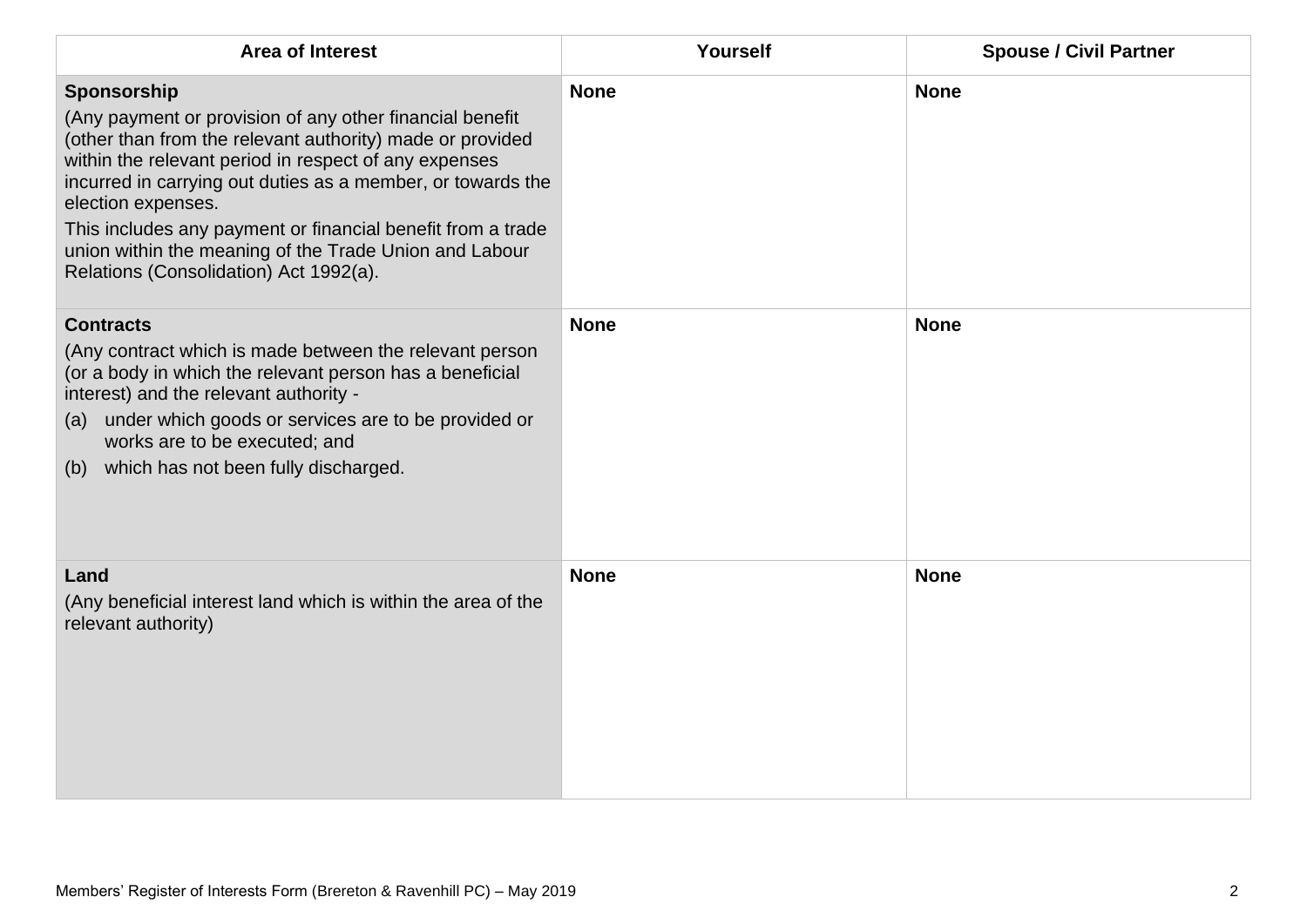| Area of Interest | Yourself | Spouse / Civil Partner |
|---|---|---|
| **Sponsorship**<br>(Any payment or provision of any other financial benefit (other than from the relevant authority) made or provided within the relevant period in respect of any expenses incurred in carrying out duties as a member, or towards the election expenses.<br>This includes any payment or financial benefit from a trade union within the meaning of the Trade Union and Labour Relations (Consolidation) Act 1992(a). | **None** | **None** |
| **Contracts**<br>(Any contract which is made between the relevant person (or a body in which the relevant person has a beneficial interest) and the relevant authority -<br>(a) under which goods or services are to be provided or works are to be executed; and<br>(b) which has not been fully discharged. | **None** | **None** |
| **Land**<br>(Any beneficial interest land which is within the area of the relevant authority) | **None** | **None** |

Members' Register of Interests Form (Brereton & Ravenhill PC) – May 2019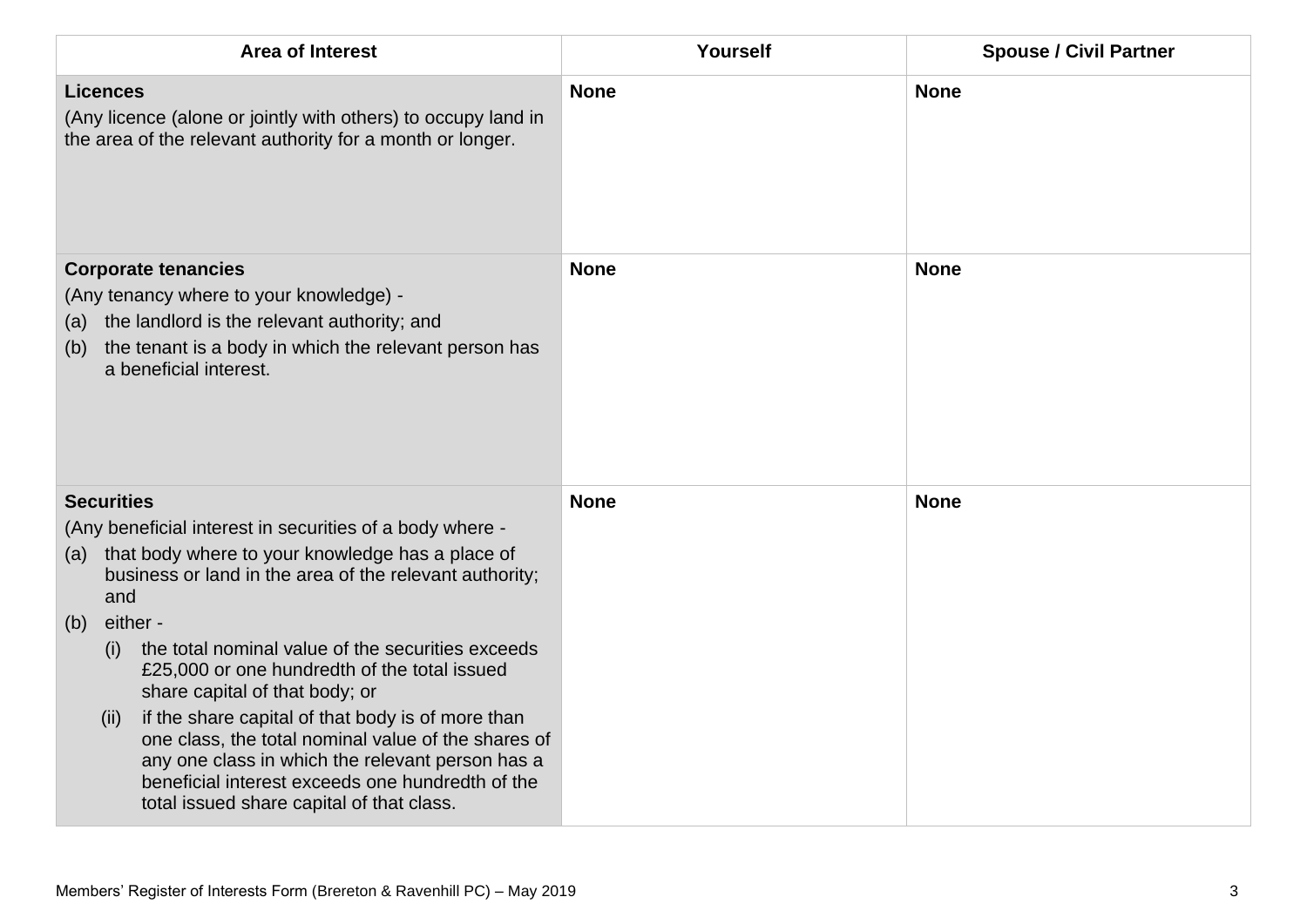| Area of Interest | Yourself | Spouse / Civil Partner |
|---|---|---|
| **Licences**<br>(Any licence (alone or jointly with others) to occupy land in the area of the relevant authority for a month or longer. | **None** | **None** |
| **Corporate tenancies**<br>(Any tenancy where to your knowledge) -<br>(a) the landlord is the relevant authority; and<br>(b) the tenant is a body in which the relevant person has a beneficial interest. | **None** | **None** |
| **Securities**<br>(Any beneficial interest in securities of a body where -<br>(a) that body where to your knowledge has a place of business or land in the area of the relevant authority; and<br>(b) either -<br>(i) the total nominal value of the securities exceeds £25,000 or one hundredth of the total issued share capital of that body; or<br>(ii) if the share capital of that body is of more than one class, the total nominal value of the shares of any one class in which the relevant person has a beneficial interest exceeds one hundredth of the total issued share capital of that class. | **None** | **None** |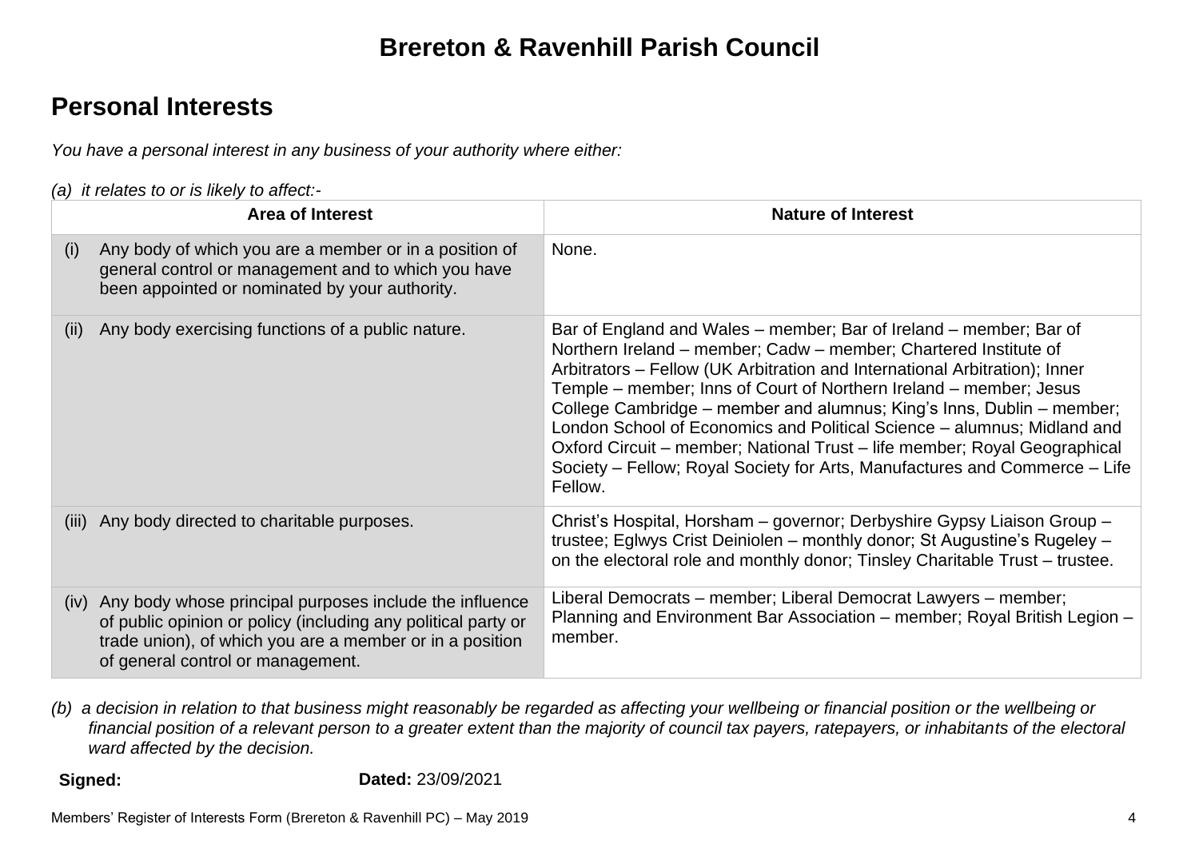# Brereton & Ravenhill Parish Council

## Personal Interests

*You have a personal interest in any business of your authority where either:*

*(a) it relates to or is likely to affect:-*

| Area of Interest | Nature of Interest |
|---|---|
| (i) Any body of which you are a member or in a position of general control or management and to which you have been appointed or nominated by your authority. | None. |
| (ii) Any body exercising functions of a public nature. | Bar of England and Wales – member; Bar of Ireland – member; Bar of Northern Ireland – member; Cadw – member; Chartered Institute of Arbitrators – Fellow (UK Arbitration and International Arbitration); Inner Temple – member; Inns of Court of Northern Ireland – member; Jesus College Cambridge – member and alumnus; King's Inns, Dublin – member; London School of Economics and Political Science – alumnus; Midland and Oxford Circuit – member; National Trust – life member; Royal Geographical Society – Fellow; Royal Society for Arts, Manufactures and Commerce – Life Fellow. |
| (iii) Any body directed to charitable purposes. | Christ's Hospital, Horsham – governor; Derbyshire Gypsy Liaison Group – trustee; Eglwys Crist Deiniolen – monthly donor; St Augustine's Rugeley – on the electoral role and monthly donor; Tinsley Charitable Trust – trustee. |
| (iv) Any body whose principal purposes include the influence of public opinion or policy (including any political party or trade union), of which you are a member or in a position of general control or management. | Liberal Democrats – member; Liberal Democrat Lawyers – member; Planning and Environment Bar Association – member; Royal British Legion – member. |

*(b) a decision in relation to that business might reasonably be regarded as affecting your wellbeing or financial position or the wellbeing or financial position of a relevant person to a greater extent than the majority of council tax payers, ratepayers, or inhabitants of the electoral ward affected by the decision.*

**Signed:** **Dated:** 23/09/2021

Members' Register of Interests Form (Brereton & Ravenhill PC) – May 2019